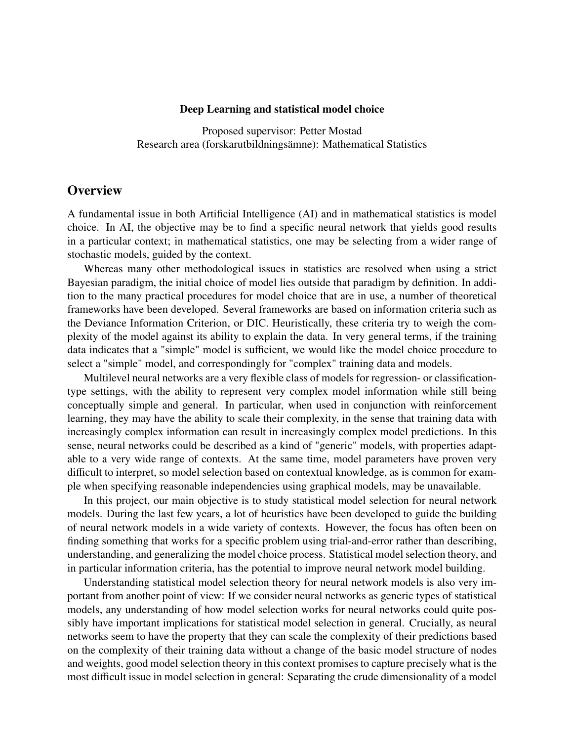**Deep Learning and statistical model choice**

Proposed supervisor: Petter Mostad
Research area (forskarutbildningsämne): Mathematical Statistics

## Overview

A fundamental issue in both Artificial Intelligence (AI) and in mathematical statistics is model choice. In AI, the objective may be to find a specific neural network that yields good results in a particular context; in mathematical statistics, one may be selecting from a wider range of stochastic models, guided by the context.

Whereas many other methodological issues in statistics are resolved when using a strict Bayesian paradigm, the initial choice of model lies outside that paradigm by definition. In addition to the many practical procedures for model choice that are in use, a number of theoretical frameworks have been developed. Several frameworks are based on information criteria such as the Deviance Information Criterion, or DIC. Heuristically, these criteria try to weigh the complexity of the model against its ability to explain the data. In very general terms, if the training data indicates that a "simple" model is sufficient, we would like the model choice procedure to select a "simple" model, and correspondingly for "complex" training data and models.

Multilevel neural networks are a very flexible class of models for regression- or classification-type settings, with the ability to represent very complex model information while still being conceptually simple and general. In particular, when used in conjunction with reinforcement learning, they may have the ability to scale their complexity, in the sense that training data with increasingly complex information can result in increasingly complex model predictions. In this sense, neural networks could be described as a kind of "generic" models, with properties adaptable to a very wide range of contexts. At the same time, model parameters have proven very difficult to interpret, so model selection based on contextual knowledge, as is common for example when specifying reasonable independencies using graphical models, may be unavailable.

In this project, our main objective is to study statistical model selection for neural network models. During the last few years, a lot of heuristics have been developed to guide the building of neural network models in a wide variety of contexts. However, the focus has often been on finding something that works for a specific problem using trial-and-error rather than describing, understanding, and generalizing the model choice process. Statistical model selection theory, and in particular information criteria, has the potential to improve neural network model building.

Understanding statistical model selection theory for neural network models is also very important from another point of view: If we consider neural networks as generic types of statistical models, any understanding of how model selection works for neural networks could quite possibly have important implications for statistical model selection in general. Crucially, as neural networks seem to have the property that they can scale the complexity of their predictions based on the complexity of their training data without a change of the basic model structure of nodes and weights, good model selection theory in this context promises to capture precisely what is the most difficult issue in model selection in general: Separating the crude dimensionality of a model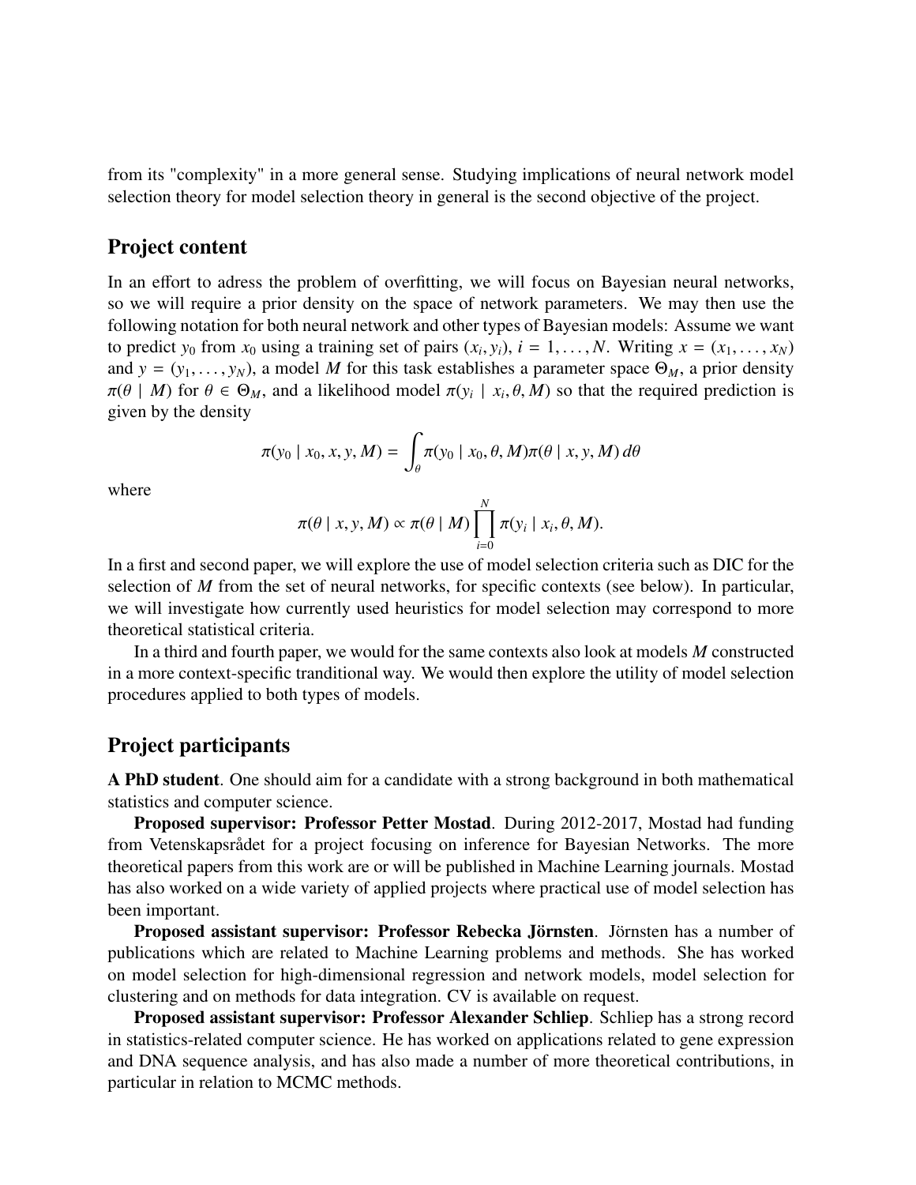from its "complexity" in a more general sense. Studying implications of neural network model selection theory for model selection theory in general is the second objective of the project.

## Project content

In an effort to adress the problem of overfitting, we will focus on Bayesian neural networks, so we will require a prior density on the space of network parameters. We may then use the following notation for both neural network and other types of Bayesian models: Assume we want to predict $y_0$ from $x_0$ using a training set of pairs $(x_i, y_i)$, $i = 1, \ldots, N$. Writing $x = (x_1, \ldots, x_N)$ and $y = (y_1, \ldots, y_N)$, a model $M$ for this task establishes a parameter space $\Theta_M$, a prior density $\pi(\theta \mid M)$ for $\theta \in \Theta_M$, and a likelihood model $\pi(y_i \mid x_i, \theta, M)$ so that the required prediction is given by the density

$$\pi(y_0 \mid x_0, x, y, M) = \int_\theta \pi(y_0 \mid x_0, \theta, M)\pi(\theta \mid x, y, M)\, d\theta$$

where

$$\pi(\theta \mid x, y, M) \propto \pi(\theta \mid M) \prod_{i=0}^{N} \pi(y_i \mid x_i, \theta, M).$$

In a first and second paper, we will explore the use of model selection criteria such as DIC for the selection of $M$ from the set of neural networks, for specific contexts (see below). In particular, we will investigate how currently used heuristics for model selection may correspond to more theoretical statistical criteria.

In a third and fourth paper, we would for the same contexts also look at models $M$ constructed in a more context-specific tranditional way. We would then explore the utility of model selection procedures applied to both types of models.

## Project participants

**A PhD student**. One should aim for a candidate with a strong background in both mathematical statistics and computer science.

**Proposed supervisor: Professor Petter Mostad**. During 2012-2017, Mostad had funding from Vetenskapsrådet for a project focusing on inference for Bayesian Networks. The more theoretical papers from this work are or will be published in Machine Learning journals. Mostad has also worked on a wide variety of applied projects where practical use of model selection has been important.

**Proposed assistant supervisor: Professor Rebecka Jörnsten**. Jörnsten has a number of publications which are related to Machine Learning problems and methods. She has worked on model selection for high-dimensional regression and network models, model selection for clustering and on methods for data integration. CV is available on request.

**Proposed assistant supervisor: Professor Alexander Schliep**. Schliep has a strong record in statistics-related computer science. He has worked on applications related to gene expression and DNA sequence analysis, and has also made a number of more theoretical contributions, in particular in relation to MCMC methods.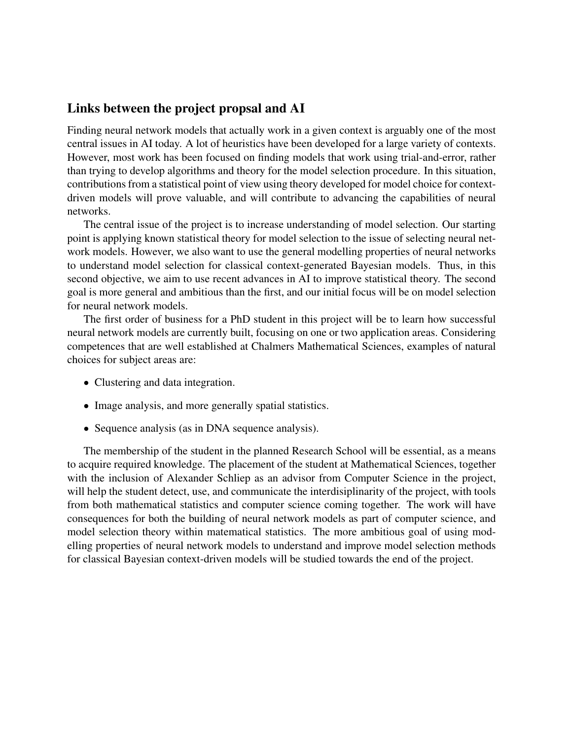## Links between the project propsal and AI

Finding neural network models that actually work in a given context is arguably one of the most central issues in AI today. A lot of heuristics have been developed for a large variety of contexts. However, most work has been focused on finding models that work using trial-and-error, rather than trying to develop algorithms and theory for the model selection procedure. In this situation, contributions from a statistical point of view using theory developed for model choice for context-driven models will prove valuable, and will contribute to advancing the capabilities of neural networks.

The central issue of the project is to increase understanding of model selection. Our starting point is applying known statistical theory for model selection to the issue of selecting neural network models. However, we also want to use the general modelling properties of neural networks to understand model selection for classical context-generated Bayesian models. Thus, in this second objective, we aim to use recent advances in AI to improve statistical theory. The second goal is more general and ambitious than the first, and our initial focus will be on model selection for neural network models.

The first order of business for a PhD student in this project will be to learn how successful neural network models are currently built, focusing on one or two application areas. Considering competences that are well established at Chalmers Mathematical Sciences, examples of natural choices for subject areas are:

- Clustering and data integration.
- Image analysis, and more generally spatial statistics.
- Sequence analysis (as in DNA sequence analysis).

The membership of the student in the planned Research School will be essential, as a means to acquire required knowledge. The placement of the student at Mathematical Sciences, together with the inclusion of Alexander Schliep as an advisor from Computer Science in the project, will help the student detect, use, and communicate the interdisiplinarity of the project, with tools from both mathematical statistics and computer science coming together. The work will have consequences for both the building of neural network models as part of computer science, and model selection theory within matematical statistics. The more ambitious goal of using modelling properties of neural network models to understand and improve model selection methods for classical Bayesian context-driven models will be studied towards the end of the project.